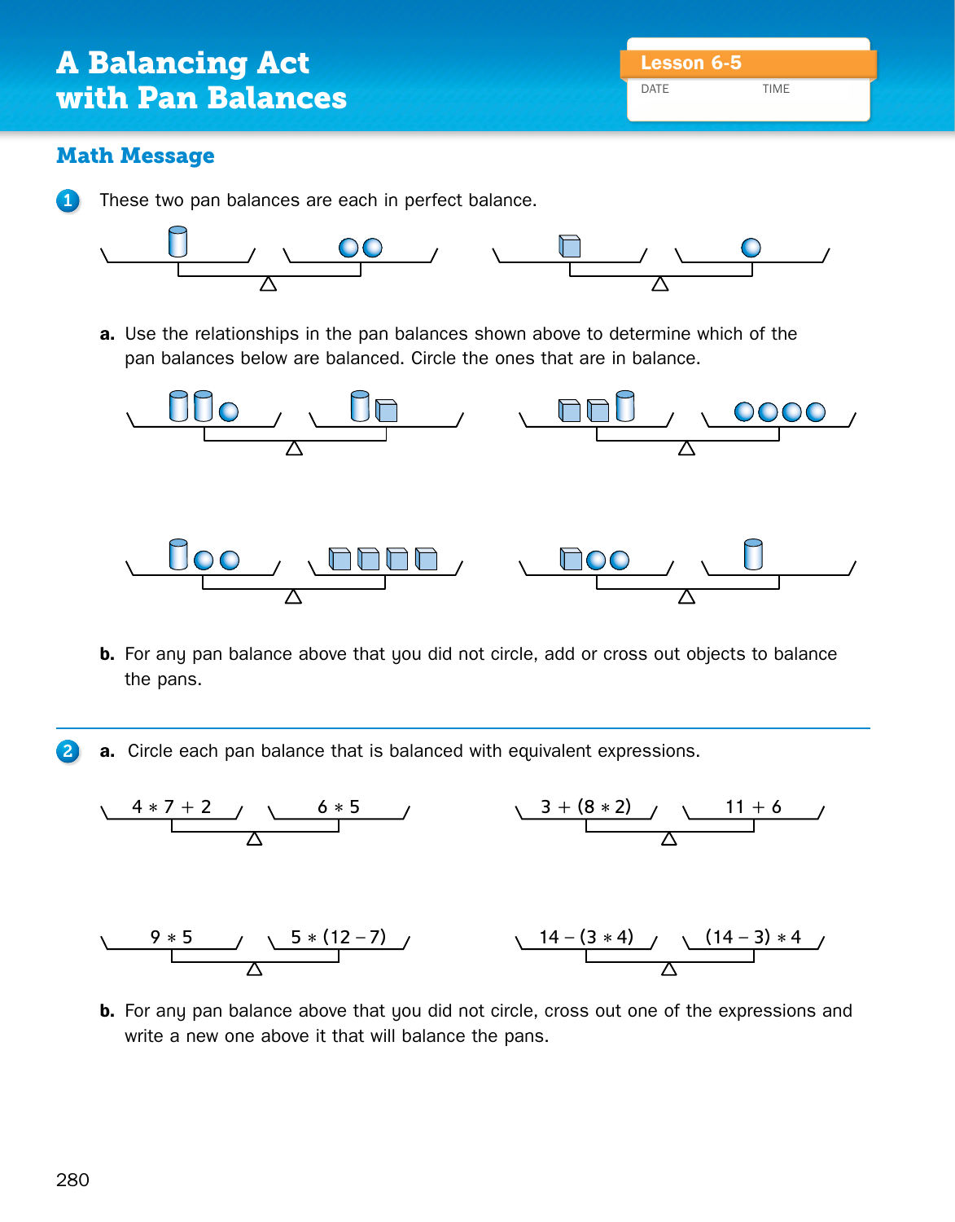# A Balancing Act with Pan Balances

Lesson 6-5

DATE TIME

## Math Message

1. These two pan balances are each in perfect balance.

   a. Use the relationships in the pan balances shown above to determine which of the pan balances below are balanced. Circle the ones that are in balance.

   b. For any pan balance above that you did not circle, add or cross out objects to balance the pans.

2. a. Circle each pan balance that is balanced with equivalent expressions.

| Left pan | Right pan |
| --- | --- |
| 4 * 7 + 2 | 6 * 5 |
| 3 + (8 * 2) | 11 + 6 |
| 9 * 5 | 5 * (12 – 7) |
| 14 – (3 * 4) | (14 – 3) * 4 |

   b. For any pan balance above that you did not circle, cross out one of the expressions and write a new one above it that will balance the pans.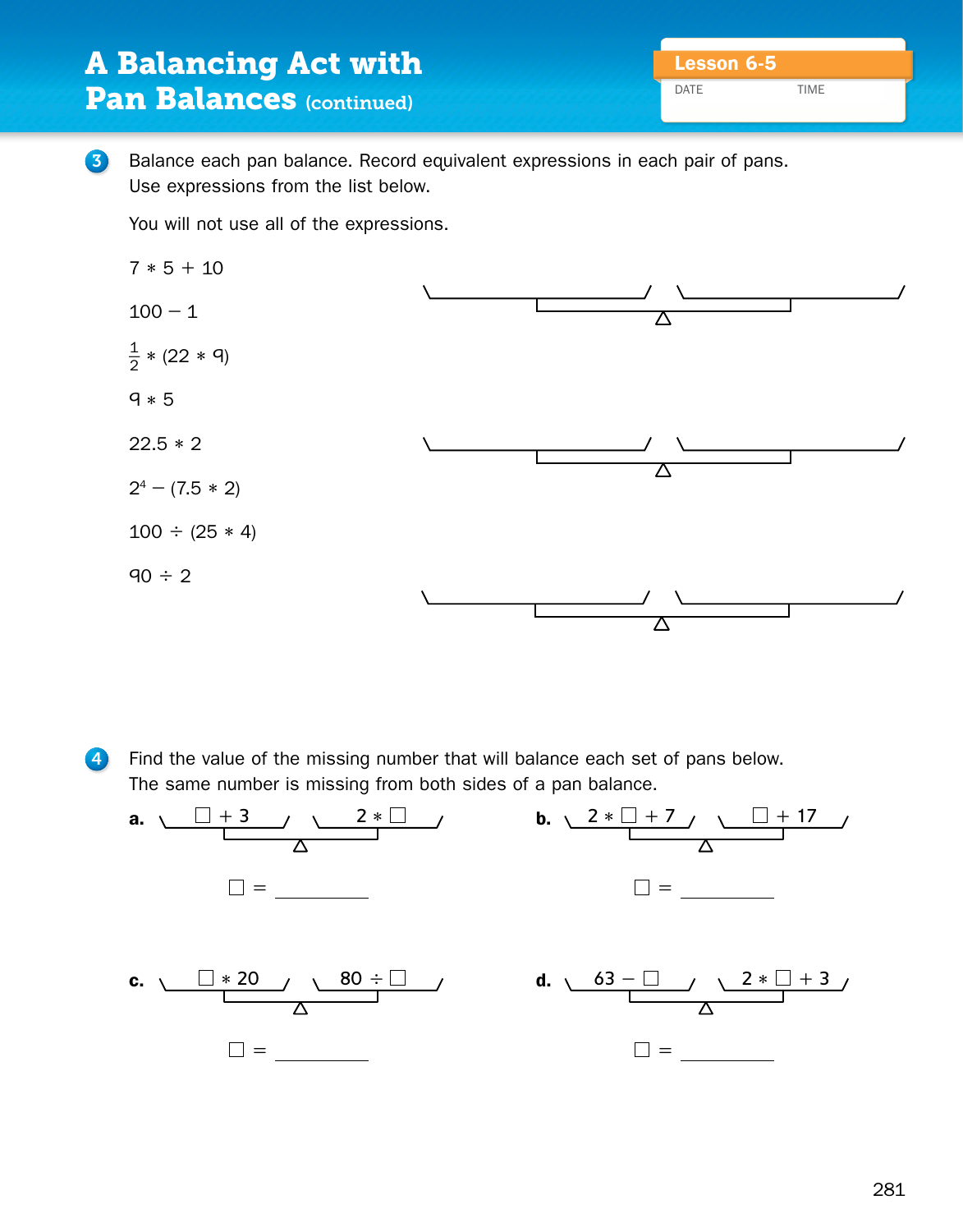# A Balancing Act with Pan Balances (continued)

**Lesson 6-5**

DATE TIME

**3** Balance each pan balance. Record equivalent expressions in each pair of pans. Use expressions from the list below.

You will not use all of the expressions.

$7 * 5 + 10$

$100 - 1$

$\frac{1}{2} * (22 * 9)$

$9 * 5$

$22.5 * 2$

$2^4 - (7.5 * 2)$

$100 \div (25 * 4)$

$90 \div 2$

**4** Find the value of the missing number that will balance each set of pans below. The same number is missing from both sides of a pan balance.

**a.** □ + 3 | 2 * □

□ = ________

**b.** 2 * □ + 7 | □ + 17

□ = ________

**c.** □ * 20 | 80 ÷ □

□ = ________

**d.** 63 − □ | 2 * □ + 3

□ = ________